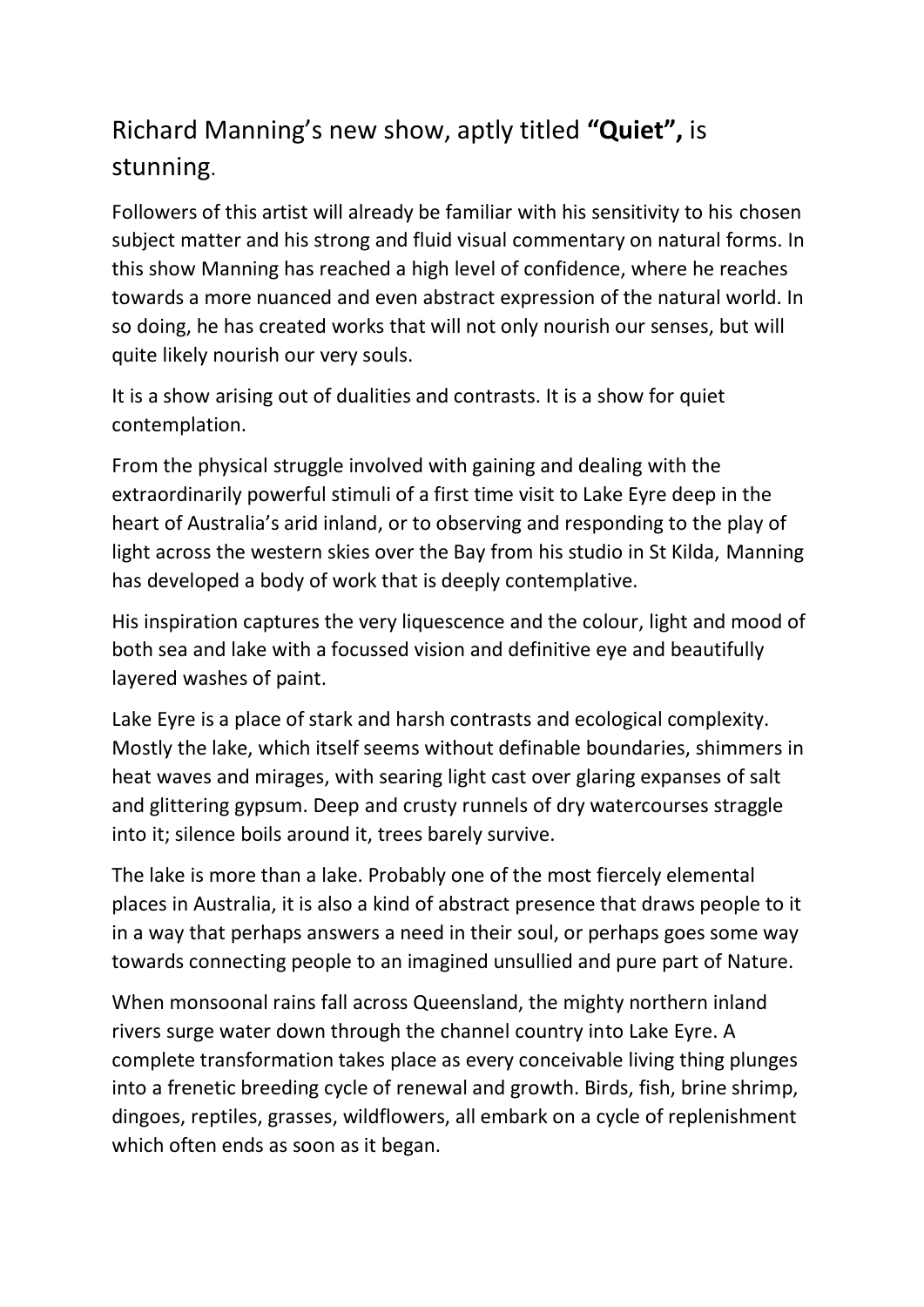# Richard Manning's new show, aptly titled **"Quiet",** is stunning.

Followers of this artist will already be familiar with his sensitivity to his chosen subject matter and his strong and fluid visual commentary on natural forms. In this show Manning has reached a high level of confidence, where he reaches towards a more nuanced and even abstract expression of the natural world. In so doing, he has created works that will not only nourish our senses, but will quite likely nourish our very souls.

It is a show arising out of dualities and contrasts. It is a show for quiet contemplation.

From the physical struggle involved with gaining and dealing with the extraordinarily powerful stimuli of a first time visit to Lake Eyre deep in the heart of Australia's arid inland, or to observing and responding to the play of light across the western skies over the Bay from his studio in St Kilda, Manning has developed a body of work that is deeply contemplative.

His inspiration captures the very liquescence and the colour, light and mood of both sea and lake with a focussed vision and definitive eye and beautifully layered washes of paint.

Lake Eyre is a place of stark and harsh contrasts and ecological complexity. Mostly the lake, which itself seems without definable boundaries, shimmers in heat waves and mirages, with searing light cast over glaring expanses of salt and glittering gypsum. Deep and crusty runnels of dry watercourses straggle into it; silence boils around it, trees barely survive.

The lake is more than a lake. Probably one of the most fiercely elemental places in Australia, it is also a kind of abstract presence that draws people to it in a way that perhaps answers a need in their soul, or perhaps goes some way towards connecting people to an imagined unsullied and pure part of Nature.

When monsoonal rains fall across Queensland, the mighty northern inland rivers surge water down through the channel country into Lake Eyre. A complete transformation takes place as every conceivable living thing plunges into a frenetic breeding cycle of renewal and growth. Birds, fish, brine shrimp, dingoes, reptiles, grasses, wildflowers, all embark on a cycle of replenishment which often ends as soon as it began.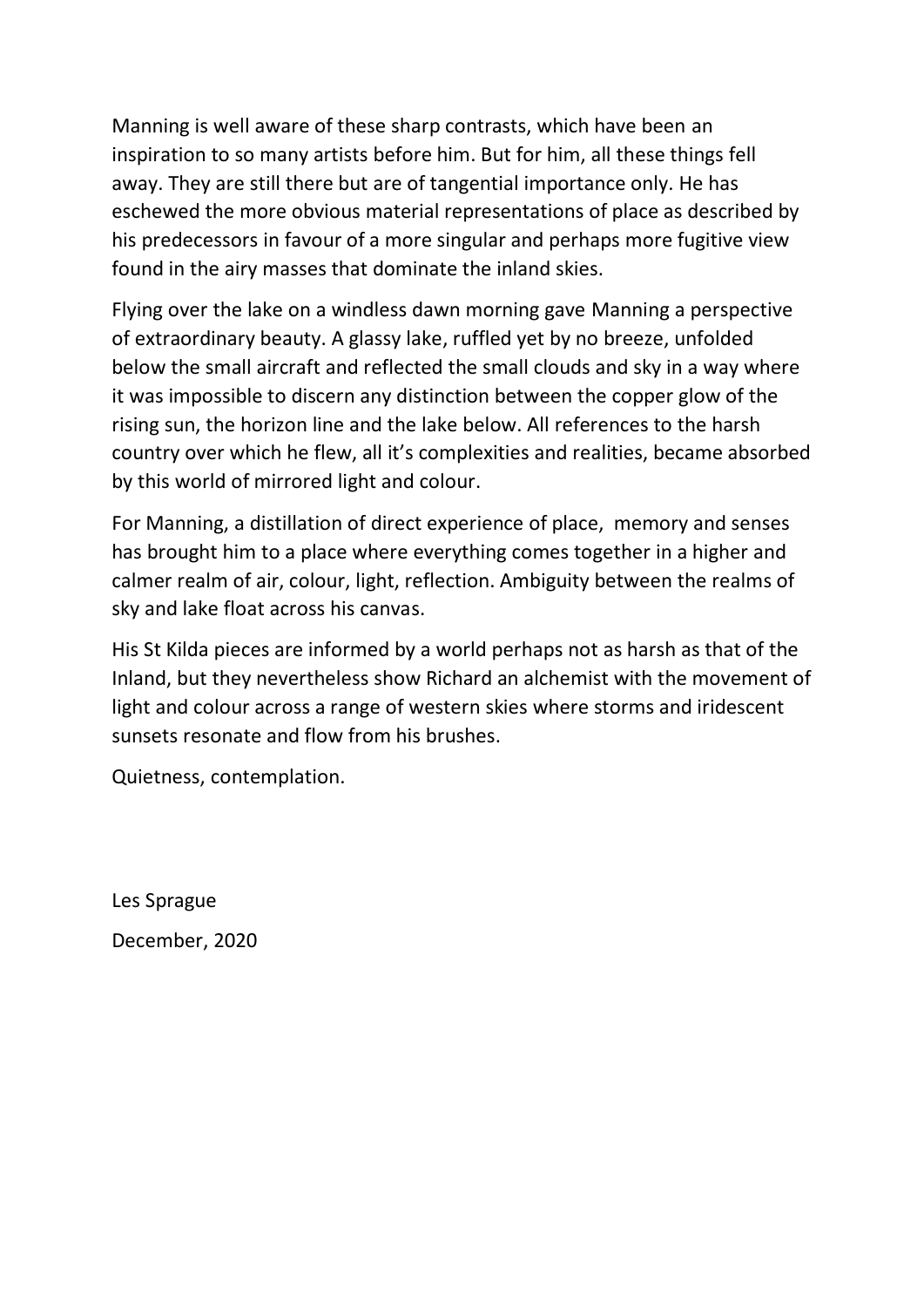Manning is well aware of these sharp contrasts, which have been an inspiration to so many artists before him. But for him, all these things fell away. They are still there but are of tangential importance only. He has eschewed the more obvious material representations of place as described by his predecessors in favour of a more singular and perhaps more fugitive view found in the airy masses that dominate the inland skies.

Flying over the lake on a windless dawn morning gave Manning a perspective of extraordinary beauty. A glassy lake, ruffled yet by no breeze, unfolded below the small aircraft and reflected the small clouds and sky in a way where it was impossible to discern any distinction between the copper glow of the rising sun, the horizon line and the lake below. All references to the harsh country over which he flew, all it's complexities and realities, became absorbed by this world of mirrored light and colour.

For Manning, a distillation of direct experience of place,  memory and senses has brought him to a place where everything comes together in a higher and calmer realm of air, colour, light, reflection. Ambiguity between the realms of sky and lake float across his canvas.

His St Kilda pieces are informed by a world perhaps not as harsh as that of the Inland, but they nevertheless show Richard an alchemist with the movement of light and colour across a range of western skies where storms and iridescent sunsets resonate and flow from his brushes.

Quietness, contemplation.

Les Sprague

December, 2020